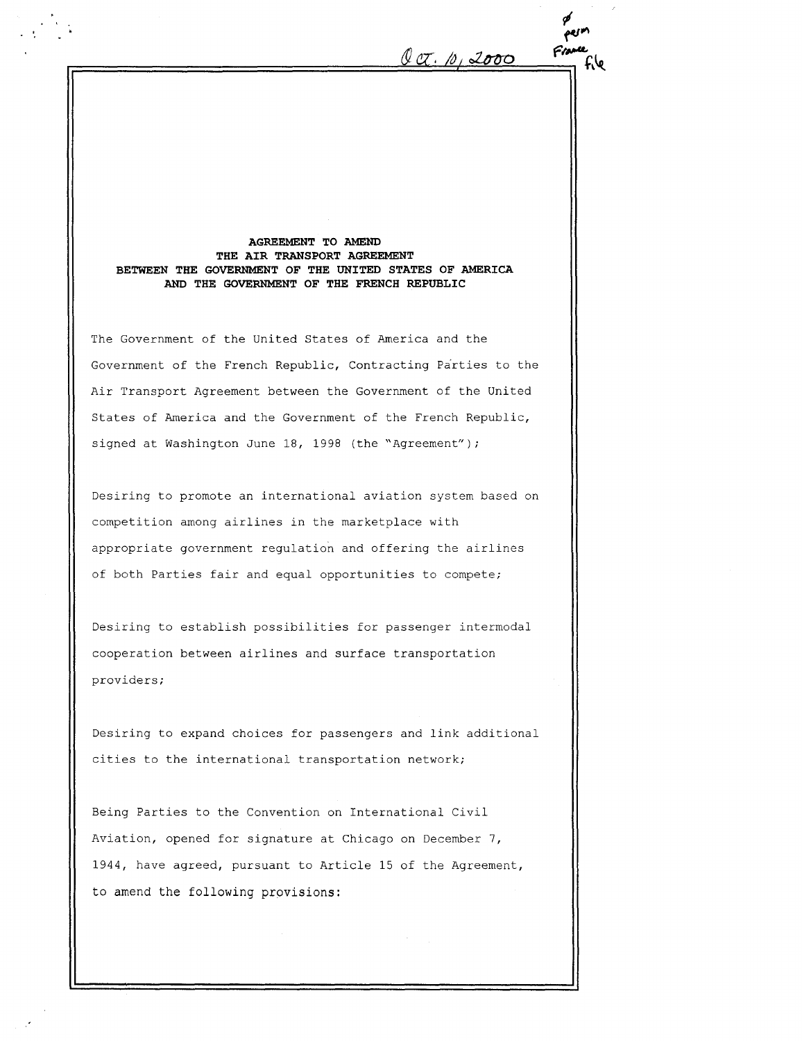Oct. 10, 2000

# AGREEMENT TO AMEND THE AIR TRANSPORT AGREEMENT BETWEEN THE GOVERNMENT OF THE UNITED STATES OF AMERICA AND THE GOVERNMENT OF THE FRENCH REPUBLIC

The Government of the United States of America and the Government of the French Republic, Contracting Parties to the Air Transport Agreement between the Government of the United States of America and the Government of the French Republic, signed at Washington June 18, 1998 (the "Agreement");

Desiring to promote an international aviation system based on competition among airlines in the marketplace with appropriate government regulation and offering the airlines of both Parties fair and equal opportunities to compete;

Desiring to establish possibilities for passenger intermodal cooperation between airlines and surface transportation providers;

Desiring to expand choices for passengers and link additional cities to the international transportation network;

Being Parties to the Convention on International Civil Aviation, opened for signature at Chicago on December 7, 1944, have agreed, pursuant to Article 15 of the Agreement, to amend the following provisions: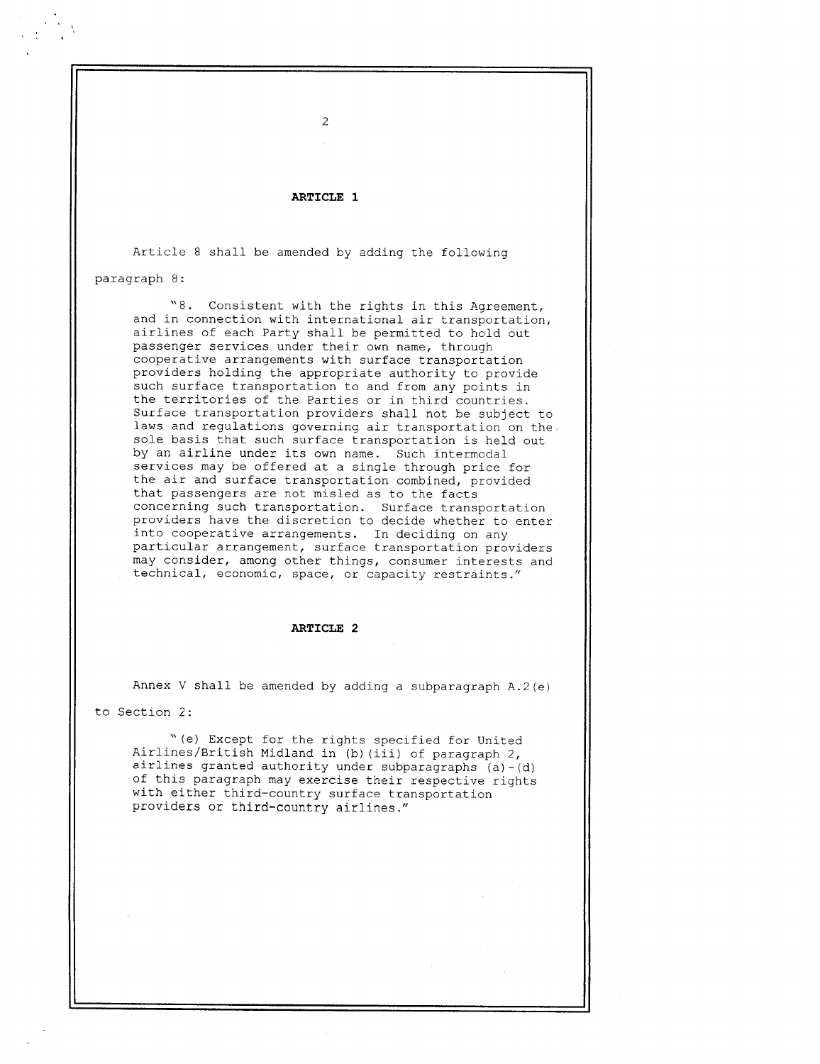## ARTICLE 1

Article 8 shall be amended by adding the following paragraph 8:

> "8. Consistent with the rights in this Agreement, and in connection with international air transportation, airlines of each Party shall be permitted to hold out passenger services under their own name, through cooperative arrangements with surface transportation providers holding the appropriate authority to provide such surface transportation to and from any points in the territories of the Parties or in third countries. Surface transportation providers shall not be subject to laws and regulations governing air transportation on the sole basis that such surface transportation is held out by an airline under its own name. Such intermodal services may be offered at a single through price for the air and surface transportation combined, provided that passengers are not misled as to the facts concerning such transportation. Surface transportation providers have the discretion to decide whether to enter into cooperative arrangements. In deciding on any particular arrangement, surface transportation providers may consider, among other things, consumer interests and technical, economic, space, or capacity restraints."

## ARTICLE 2

Annex V shall be amended by adding a subparagraph A.2(e) to Section 2:

> "(e) Except for the rights specified for United Airlines/British Midland in (b)(iii) of paragraph 2, airlines granted authority under subparagraphs (a)-(d) of this paragraph may exercise their respective rights with either third-country surface transportation providers or third-country airlines."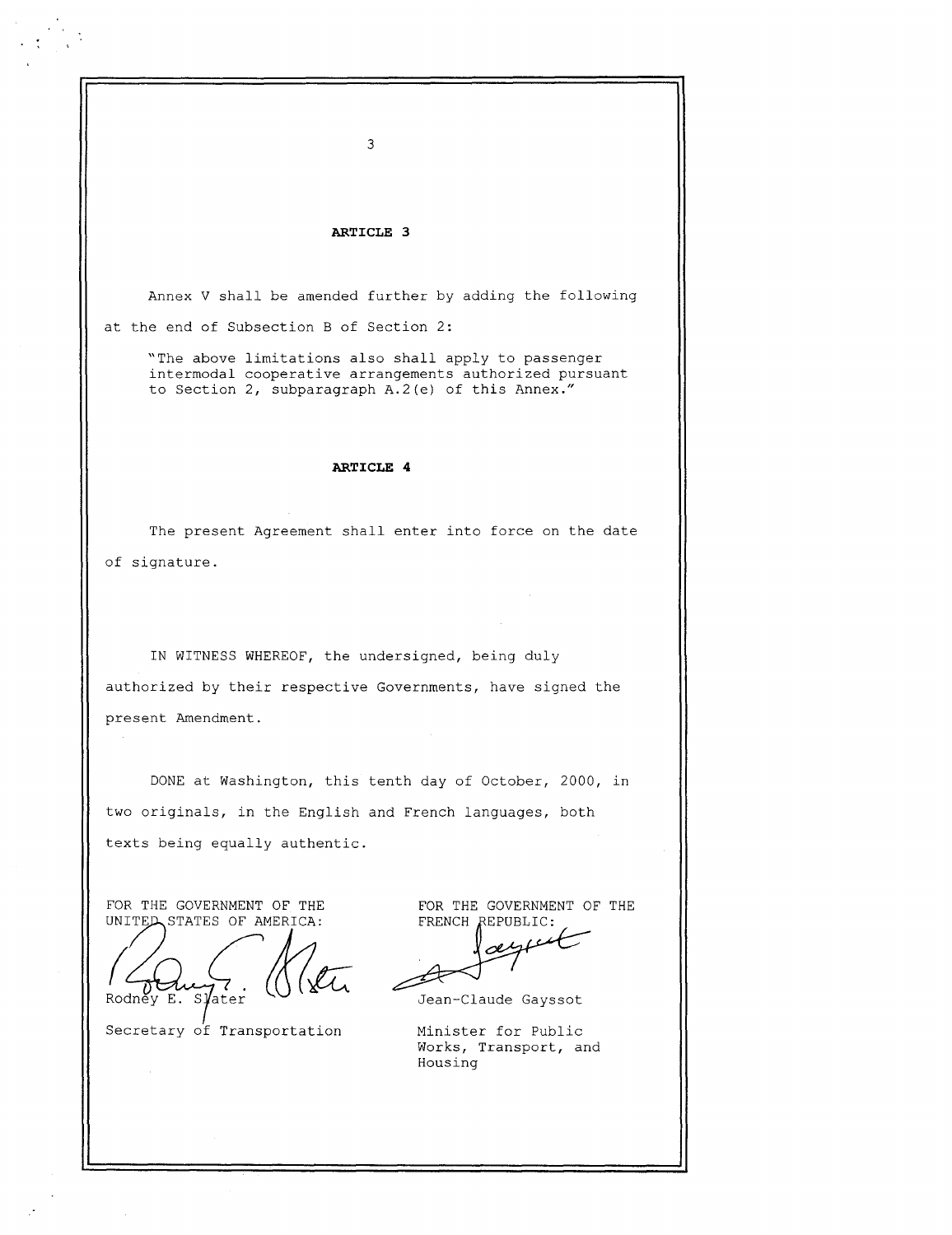## ARTICLE 3

Annex V shall be amended further by adding the following at the end of Subsection B of Section 2:

> "The above limitations also shall apply to passenger intermodal cooperative arrangements authorized pursuant to Section 2, subparagraph A.2(e) of this Annex."

## ARTICLE 4

The present Agreement shall enter into force on the date of signature.

IN WITNESS WHEREOF, the undersigned, being duly authorized by their respective Governments, have signed the present Amendment.

DONE at Washington, this tenth day of October, 2000, in two originals, in the English and French languages, both texts being equally authentic.

FOR THE GOVERNMENT OF THE UNITED STATES OF AMERICA:

Rodney E. Slater

Secretary of Transportation

FOR THE GOVERNMENT OF THE FRENCH REPUBLIC:

Jean-Claude Gayssot

Minister for Public Works, Transport, and Housing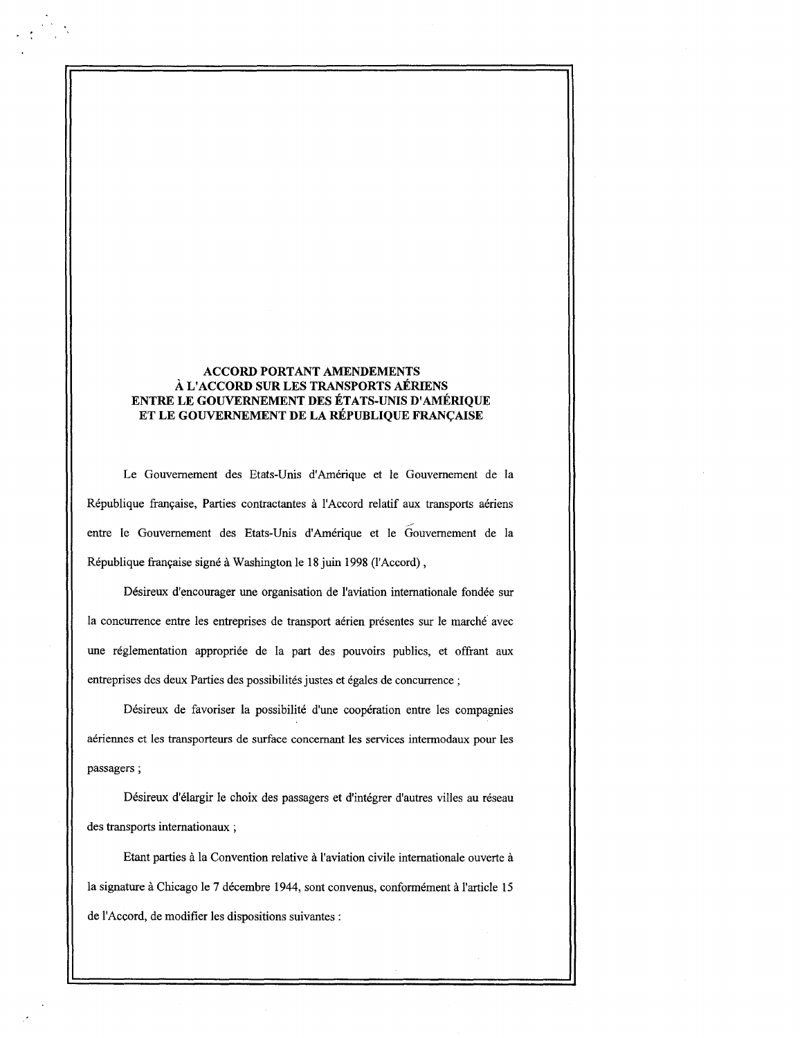**ACCORD PORTANT AMENDEMENTS À L'ACCORD SUR LES TRANSPORTS AÉRIENS ENTRE LE GOUVERNEMENT DES ÉTATS-UNIS D'AMÉRIQUE ET LE GOUVERNEMENT DE LA RÉPUBLIQUE FRANÇAISE**

Le Gouvernement des Etats-Unis d'Amérique et le Gouvernement de la République française, Parties contractantes à l'Accord relatif aux transports aériens entre le Gouvernement des Etats-Unis d'Amérique et le Gouvernement de la République française signé à Washington le 18 juin 1998 (l'Accord) ,

Désireux d'encourager une organisation de l'aviation internationale fondée sur la concurrence entre les entreprises de transport aérien présentes sur le marché avec une réglementation appropriée de la part des pouvoirs publics, et offrant aux entreprises des deux Parties des possibilités justes et égales de concurrence ;

Désireux de favoriser la possibilité d'une coopération entre les compagnies aériennes et les transporteurs de surface concernant les services intermodaux pour les passagers ;

Désireux d'élargir le choix des passagers et d'intégrer d'autres villes au réseau des transports internationaux ;

Etant parties à la Convention relative à l'aviation civile internationale ouverte à la signature à Chicago le 7 décembre 1944, sont convenus, conformément à l'article 15 de l'Accord, de modifier les dispositions suivantes :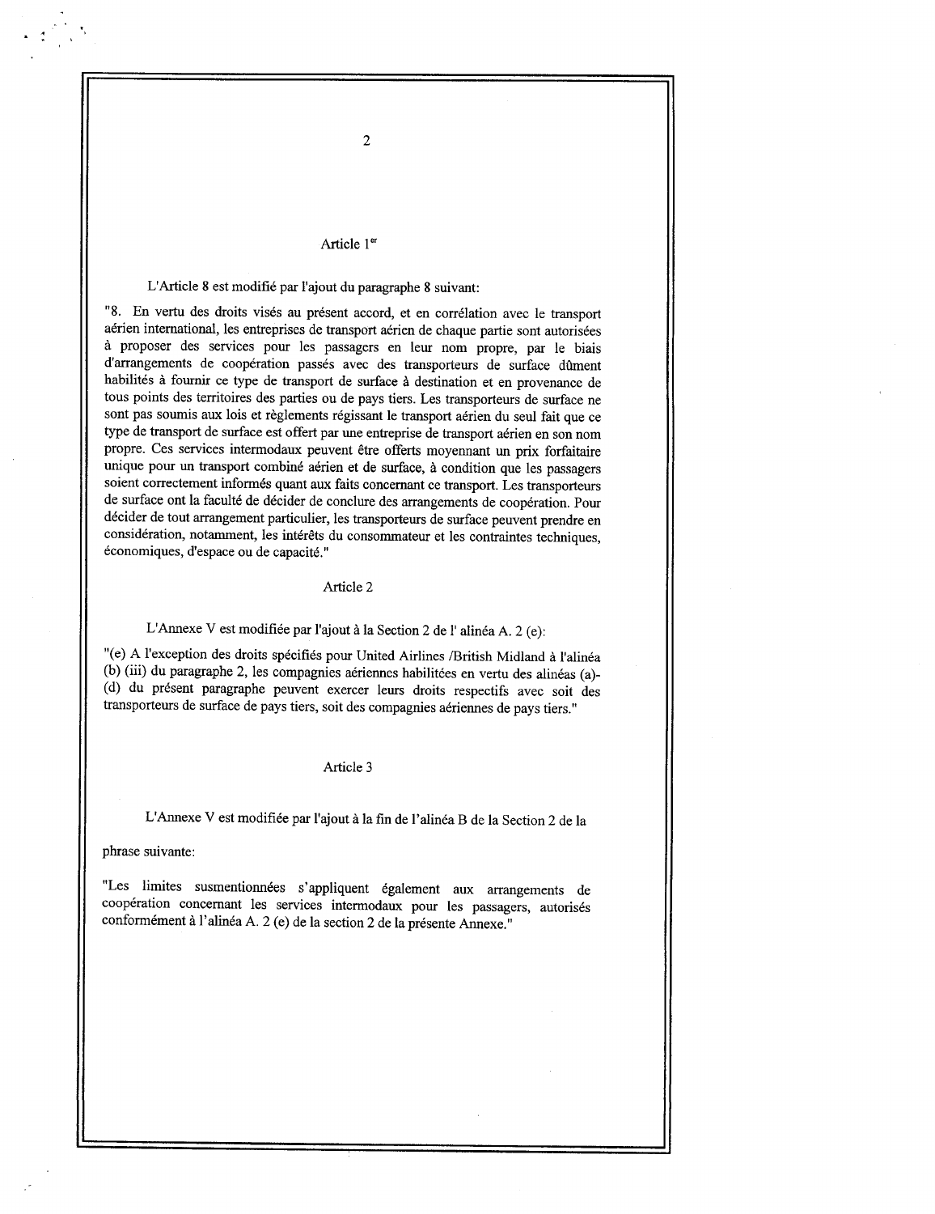## Article 1[er]

L'Article 8 est modifié par l'ajout du paragraphe 8 suivant:

"8. En vertu des droits visés au présent accord, et en corrélation avec le transport aérien international, les entreprises de transport aérien de chaque partie sont autorisées à proposer des services pour les passagers en leur nom propre, par le biais d'arrangements de coopération passés avec des transporteurs de surface dûment habilités à fournir ce type de transport de surface à destination et en provenance de tous points des territoires des parties ou de pays tiers. Les transporteurs de surface ne sont pas soumis aux lois et règlements régissant le transport aérien du seul fait que ce type de transport de surface est offert par une entreprise de transport aérien en son nom propre. Ces services intermodaux peuvent être offerts moyennant un prix forfaitaire unique pour un transport combiné aérien et de surface, à condition que les passagers soient correctement informés quant aux faits concernant ce transport. Les transporteurs de surface ont la faculté de décider de conclure des arrangements de coopération. Pour décider de tout arrangement particulier, les transporteurs de surface peuvent prendre en considération, notamment, les intérêts du consommateur et les contraintes techniques, économiques, d'espace ou de capacité."

## Article 2

L'Annexe V est modifiée par l'ajout à la Section 2 de l' alinéa A. 2 (e):

"(e) A l'exception des droits spécifiés pour United Airlines /British Midland à l'alinéa (b) (iii) du paragraphe 2, les compagnies aériennes habilitées en vertu des alinéas (a)-(d) du présent paragraphe peuvent exercer leurs droits respectifs avec soit des transporteurs de surface de pays tiers, soit des compagnies aériennes de pays tiers."

## Article 3

L'Annexe V est modifiée par l'ajout à la fin de l'alinéa B de la Section 2 de la phrase suivante:

"Les limites susmentionnées s'appliquent également aux arrangements de coopération concernant les services intermodaux pour les passagers, autorisés conformément à l'alinéa A. 2 (e) de la section 2 de la présente Annexe."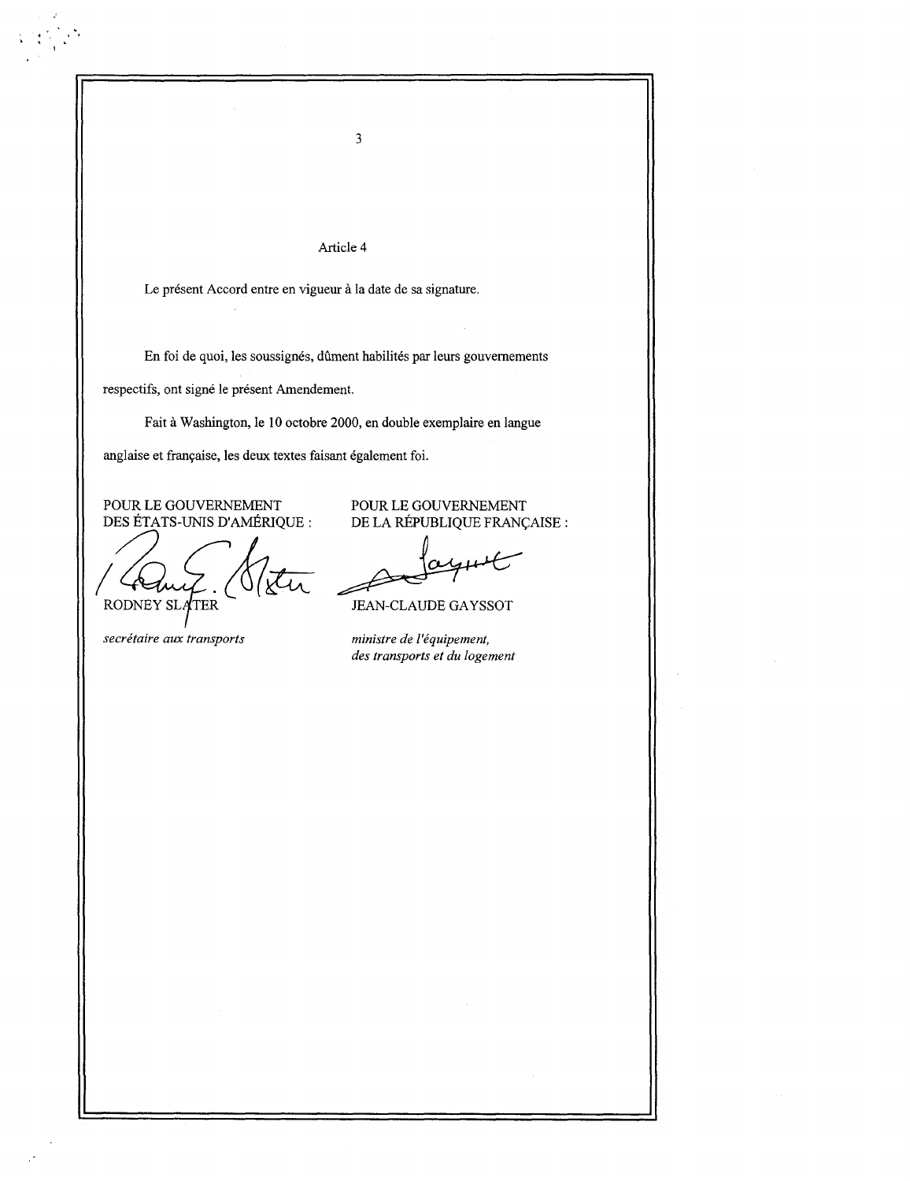Article 4

Le présent Accord entre en vigueur à la date de sa signature.

En foi de quoi, les soussignés, dûment habilités par leurs gouvernements respectifs, ont signé le présent Amendement.

Fait à Washington, le 10 octobre 2000, en double exemplaire en langue anglaise et française, les deux textes faisant également foi.

POUR LE GOUVERNEMENT DES ÉTATS-UNIS D'AMÉRIQUE :

RODNEY SLATER

*secrétaire aux transports*

POUR LE GOUVERNEMENT DE LA RÉPUBLIQUE FRANÇAISE :

JEAN-CLAUDE GAYSSOT

*ministre de l'équipement, des transports et du logement*